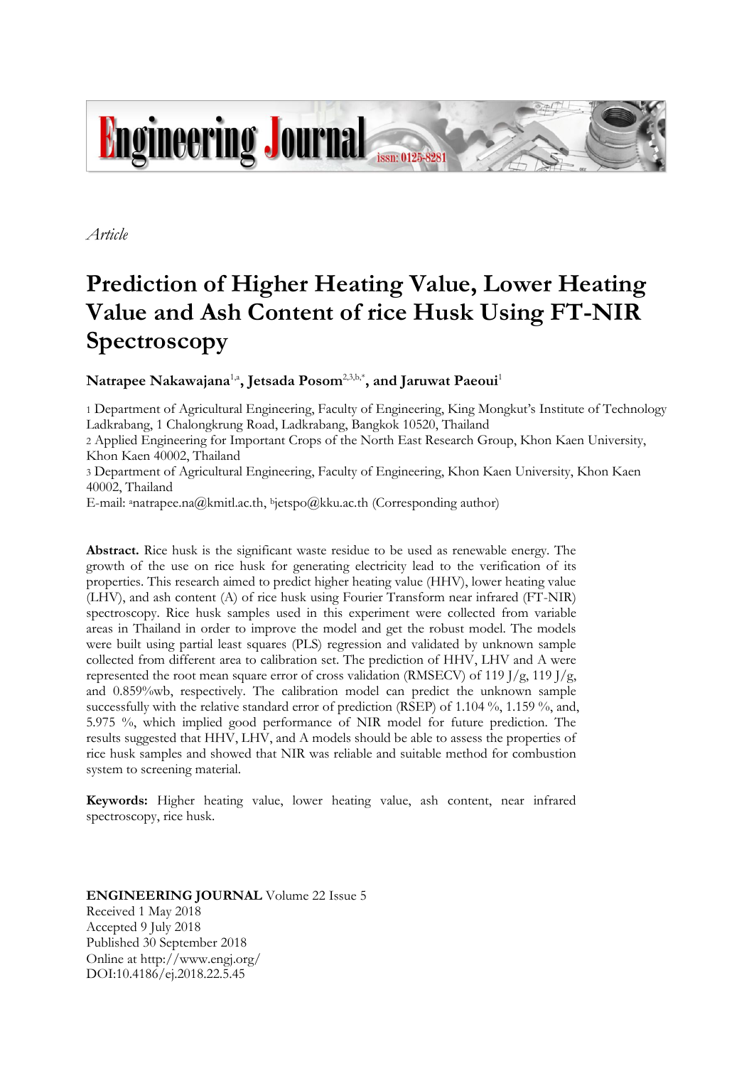*Article*

# Prediction of Higher Heating Value, Lower Heating Value and Ash Content of rice Husk Using FT-NIR Spectroscopy

**Natrapee Nakawajana**[1,a]**, Jetsada Posom**[2,3,b,*]**, and Jaruwat Paeoui**[1]

1 Department of Agricultural Engineering, Faculty of Engineering, King Mongkut's Institute of Technology Ladkrabang, 1 Chalongkrung Road, Ladkrabang, Bangkok 10520, Thailand

2 Applied Engineering for Important Crops of the North East Research Group, Khon Kaen University, Khon Kaen 40002, Thailand

3 Department of Agricultural Engineering, Faculty of Engineering, Khon Kaen University, Khon Kaen 40002, Thailand

E-mail: [a]natrapee.na@kmitl.ac.th, [b]jetspo@kku.ac.th (Corresponding author)

**Abstract.** Rice husk is the significant waste residue to be used as renewable energy. The growth of the use on rice husk for generating electricity lead to the verification of its properties. This research aimed to predict higher heating value (HHV), lower heating value (LHV), and ash content (A) of rice husk using Fourier Transform near infrared (FT-NIR) spectroscopy. Rice husk samples used in this experiment were collected from variable areas in Thailand in order to improve the model and get the robust model. The models were built using partial least squares (PLS) regression and validated by unknown sample collected from different area to calibration set. The prediction of HHV, LHV and A were represented the root mean square error of cross validation (RMSECV) of 119 J/g, 119 J/g, and 0.859%wb, respectively. The calibration model can predict the unknown sample successfully with the relative standard error of prediction (RSEP) of 1.104 %, 1.159 %, and, 5.975 %, which implied good performance of NIR model for future prediction. The results suggested that HHV, LHV, and A models should be able to assess the properties of rice husk samples and showed that NIR was reliable and suitable method for combustion system to screening material.

**Keywords:** Higher heating value, lower heating value, ash content, near infrared spectroscopy, rice husk.

**ENGINEERING JOURNAL** Volume 22 Issue 5
Received 1 May 2018
Accepted 9 July 2018
Published 30 September 2018
Online at http://www.engj.org/
DOI:10.4186/ej.2018.22.5.45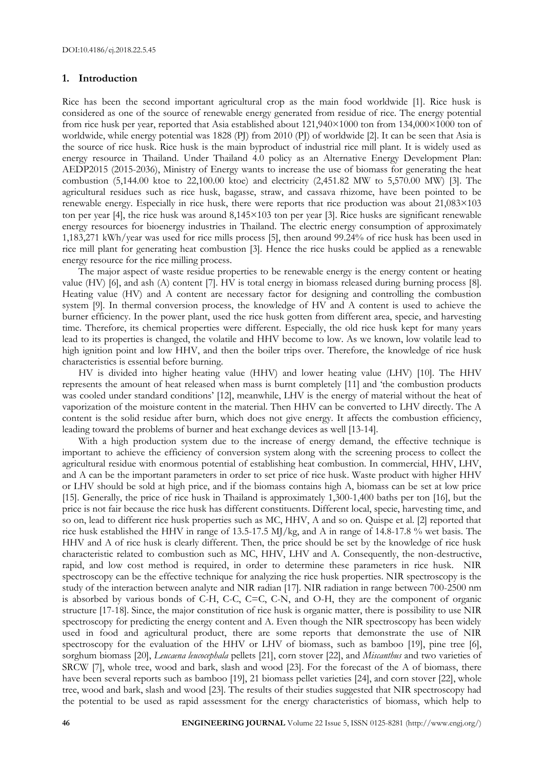## 1. Introduction

Rice has been the second important agricultural crop as the main food worldwide [1]. Rice husk is considered as one of the source of renewable energy generated from residue of rice. The energy potential from rice husk per year, reported that Asia established about 121,940×1000 ton from 134,000×1000 ton of worldwide, while energy potential was 1828 (PJ) from 2010 (PJ) of worldwide [2]. It can be seen that Asia is the source of rice husk. Rice husk is the main byproduct of industrial rice mill plant. It is widely used as energy resource in Thailand. Under Thailand 4.0 policy as an Alternative Energy Development Plan: AEDP2015 (2015-2036), Ministry of Energy wants to increase the use of biomass for generating the heat combustion (5,144.00 ktoe to 22,100.00 ktoe) and electricity (2,451.82 MW to 5,570.00 MW) [3]. The agricultural residues such as rice husk, bagasse, straw, and cassava rhizome, have been pointed to be renewable energy. Especially in rice husk, there were reports that rice production was about 21,083×103 ton per year [4], the rice husk was around 8,145×103 ton per year [3]. Rice husks are significant renewable energy resources for bioenergy industries in Thailand. The electric energy consumption of approximately 1,183,271 kWh/year was used for rice mills process [5], then around 99.24% of rice husk has been used in rice mill plant for generating heat combustion [3]. Hence the rice husks could be applied as a renewable energy resource for the rice milling process.

The major aspect of waste residue properties to be renewable energy is the energy content or heating value (HV) [6], and ash (A) content [7]. HV is total energy in biomass released during burning process [8]. Heating value (HV) and A content are necessary factor for designing and controlling the combustion system [9]. In thermal conversion process, the knowledge of HV and A content is used to achieve the burner efficiency. In the power plant, used the rice husk gotten from different area, specie, and harvesting time. Therefore, its chemical properties were different. Especially, the old rice husk kept for many years lead to its properties is changed, the volatile and HHV become to low. As we known, low volatile lead to high ignition point and low HHV, and then the boiler trips over. Therefore, the knowledge of rice husk characteristics is essential before burning.

HV is divided into higher heating value (HHV) and lower heating value (LHV) [10]. The HHV represents the amount of heat released when mass is burnt completely [11] and 'the combustion products was cooled under standard conditions' [12], meanwhile, LHV is the energy of material without the heat of vaporization of the moisture content in the material. Then HHV can be converted to LHV directly. The A content is the solid residue after burn, which does not give energy. It affects the combustion efficiency, leading toward the problems of burner and heat exchange devices as well [13-14].

With a high production system due to the increase of energy demand, the effective technique is important to achieve the efficiency of conversion system along with the screening process to collect the agricultural residue with enormous potential of establishing heat combustion. In commercial, HHV, LHV, and A can be the important parameters in order to set price of rice husk. Waste product with higher HHV or LHV should be sold at high price, and if the biomass contains high A, biomass can be set at low price [15]. Generally, the price of rice husk in Thailand is approximately 1,300-1,400 baths per ton [16], but the price is not fair because the rice husk has different constituents. Different local, specie, harvesting time, and so on, lead to different rice husk properties such as MC, HHV, A and so on. Quispe et al. [2] reported that rice husk established the HHV in range of 13.5-17.5 MJ/kg, and A in range of 14.8-17.8 % wet basis. The HHV and A of rice husk is clearly different. Then, the price should be set by the knowledge of rice husk characteristic related to combustion such as MC, HHV, LHV and A. Consequently, the non-destructive, rapid, and low cost method is required, in order to determine these parameters in rice husk. NIR spectroscopy can be the effective technique for analyzing the rice husk properties. NIR spectroscopy is the study of the interaction between analyte and NIR radian [17]. NIR radiation in range between 700-2500 nm is absorbed by various bonds of C-H, C-C, C=C, C-N, and O-H, they are the component of organic structure [17-18]. Since, the major constitution of rice husk is organic matter, there is possibility to use NIR spectroscopy for predicting the energy content and A. Even though the NIR spectroscopy has been widely used in food and agricultural product, there are some reports that demonstrate the use of NIR spectroscopy for the evaluation of the HHV or LHV of biomass, such as bamboo [19], pine tree [6], sorghum biomass [20], *Leucaena leucocephala* pellets [21], corn stover [22], and *Miscanthus* and two varieties of SRCW [7], whole tree, wood and bark, slash and wood [23]. For the forecast of the A of biomass, there have been several reports such as bamboo [19], 21 biomass pellet varieties [24], and corn stover [22], whole tree, wood and bark, slash and wood [23]. The results of their studies suggested that NIR spectroscopy had the potential to be used as rapid assessment for the energy characteristics of biomass, which help to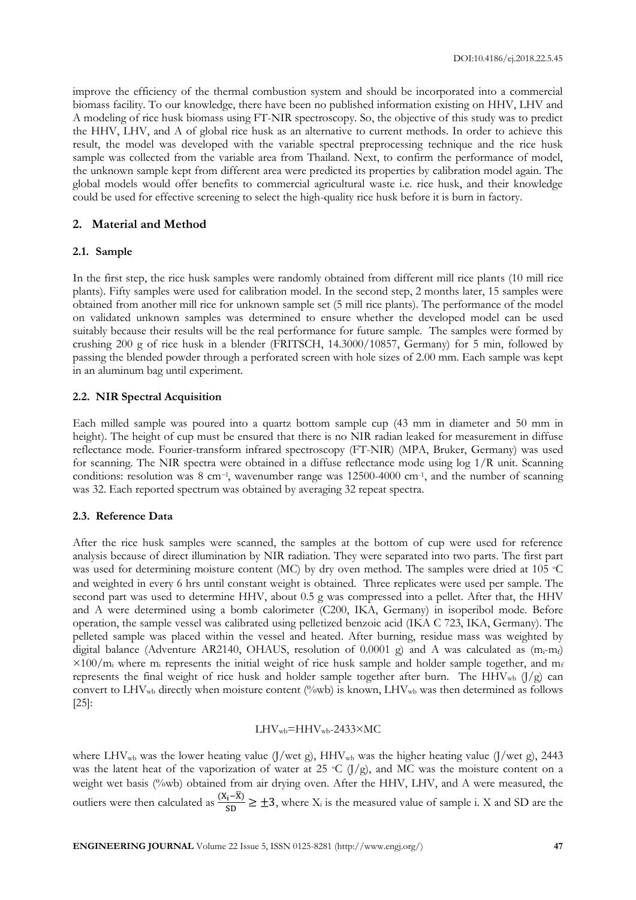improve the efficiency of the thermal combustion system and should be incorporated into a commercial biomass facility. To our knowledge, there have been no published information existing on HHV, LHV and A modeling of rice husk biomass using FT-NIR spectroscopy. So, the objective of this study was to predict the HHV, LHV, and A of global rice husk as an alternative to current methods. In order to achieve this result, the model was developed with the variable spectral preprocessing technique and the rice husk sample was collected from the variable area from Thailand. Next, to confirm the performance of model, the unknown sample kept from different area were predicted its properties by calibration model again. The global models would offer benefits to commercial agricultural waste i.e. rice husk, and their knowledge could be used for effective screening to select the high-quality rice husk before it is burn in factory.

## 2. Material and Method

### 2.1. Sample

In the first step, the rice husk samples were randomly obtained from different mill rice plants (10 mill rice plants). Fifty samples were used for calibration model. In the second step, 2 months later, 15 samples were obtained from another mill rice for unknown sample set (5 mill rice plants). The performance of the model on validated unknown samples was determined to ensure whether the developed model can be used suitably because their results will be the real performance for future sample. The samples were formed by crushing 200 g of rice husk in a blender (FRITSCH, 14.3000/10857, Germany) for 5 min, followed by passing the blended powder through a perforated screen with hole sizes of 2.00 mm. Each sample was kept in an aluminum bag until experiment.

### 2.2. NIR Spectral Acquisition

Each milled sample was poured into a quartz bottom sample cup (43 mm in diameter and 50 mm in height). The height of cup must be ensured that there is no NIR radian leaked for measurement in diffuse reflectance mode. Fourier-transform infrared spectroscopy (FT-NIR) (MPA, Bruker, Germany) was used for scanning. The NIR spectra were obtained in a diffuse reflectance mode using log 1/R unit. Scanning conditions: resolution was 8 $cm^{-1}$, wavenumber range was 12500-4000 $cm^{-1}$, and the number of scanning was 32. Each reported spectrum was obtained by averaging 32 repeat spectra.

### 2.3. Reference Data

After the rice husk samples were scanned, the samples at the bottom of cup were used for reference analysis because of direct illumination by NIR radiation. They were separated into two parts. The first part was used for determining moisture content (MC) by dry oven method. The samples were dried at 105 °C and weighted in every 6 hrs until constant weight is obtained. Three replicates were used per sample. The second part was used to determine HHV, about 0.5 g was compressed into a pellet. After that, the HHV and A were determined using a bomb calorimeter (C200, IKA, Germany) in isoperibol mode. Before operation, the sample vessel was calibrated using pelletized benzoic acid (IKA C 723, IKA, Germany). The pelleted sample was placed within the vessel and heated. After burning, residue mass was weighted by digital balance (Adventure AR2140, OHAUS, resolution of 0.0001 g) and A was calculated as ($m_i$-$m_f$) ×100/$m_i$ where $m_i$ represents the initial weight of rice husk sample and holder sample together, and $m_f$ represents the final weight of rice husk and holder sample together after burn. The $HHV_{wb}$ (J/g) can convert to $LHV_{wb}$ directly when moisture content (%wb) is known, $LHV_{wb}$ was then determined as follows [25]:

$$LHV_{wb}=HHV_{wb}-2433\times MC$$

where $LHV_{wb}$ was the lower heating value (J/wet g), $HHV_{wb}$ was the higher heating value (J/wet g), 2443 was the latent heat of the vaporization of water at 25 °C (J/g), and MC was the moisture content on a weight wet basis (%wb) obtained from air drying oven. After the HHV, LHV, and A were measured, the outliers were then calculated as $\frac{(X_i-\bar{X})}{SD} \geq \pm 3$, where $X_i$ is the measured value of sample i. X and SD are the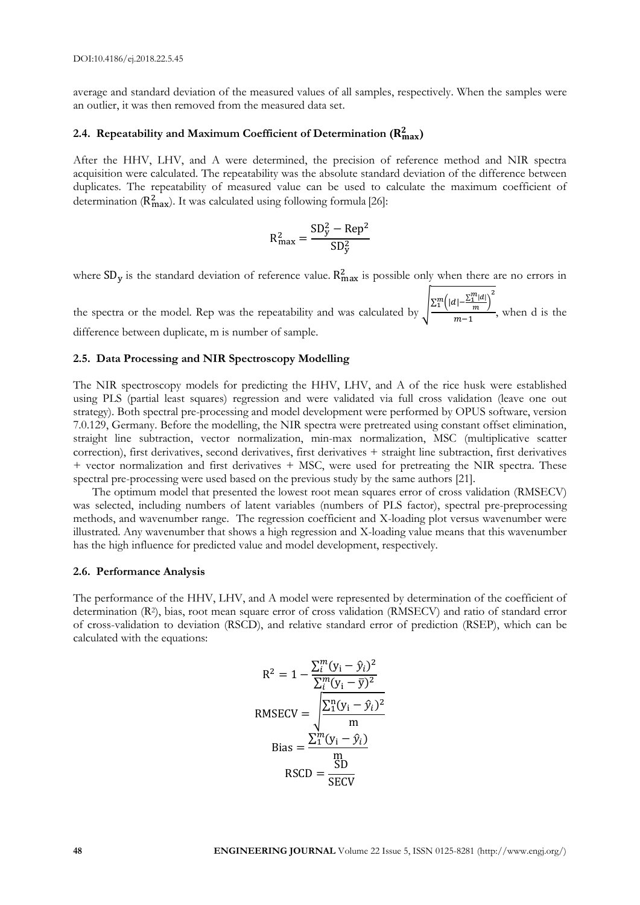average and standard deviation of the measured values of all samples, respectively. When the samples were an outlier, it was then removed from the measured data set.

### 2.4. Repeatability and Maximum Coefficient of Determination ($R^2_{max}$)

After the HHV, LHV, and A were determined, the precision of reference method and NIR spectra acquisition were calculated. The repeatability was the absolute standard deviation of the difference between duplicates. The repeatability of measured value can be used to calculate the maximum coefficient of determination ($R^2_{max}$). It was calculated using following formula [26]:

$$R^2_{max} = \frac{SD_y^2 - Rep^2}{SD_y^2}$$

where $SD_y$ is the standard deviation of reference value. $R^2_{max}$ is possible only when there are no errors in the spectra or the model. Rep was the repeatability and was calculated by $\sqrt{\frac{\sum_1^m\left(|d|-\frac{\sum_1^m|d|}{m}\right)^2}{m-1}}$, when d is the difference between duplicate, m is number of sample.

### 2.5. Data Processing and NIR Spectroscopy Modelling

The NIR spectroscopy models for predicting the HHV, LHV, and A of the rice husk were established using PLS (partial least squares) regression and were validated via full cross validation (leave one out strategy). Both spectral pre-processing and model development were performed by OPUS software, version 7.0.129, Germany. Before the modelling, the NIR spectra were pretreated using constant offset elimination, straight line subtraction, vector normalization, min-max normalization, MSC (multiplicative scatter correction), first derivatives, second derivatives, first derivatives + straight line subtraction, first derivatives + vector normalization and first derivatives + MSC, were used for pretreating the NIR spectra. These spectral pre-processing were used based on the previous study by the same authors [21].

The optimum model that presented the lowest root mean squares error of cross validation (RMSECV) was selected, including numbers of latent variables (numbers of PLS factor), spectral pre-preprocessing methods, and wavenumber range. The regression coefficient and X-loading plot versus wavenumber were illustrated. Any wavenumber that shows a high regression and X-loading value means that this wavenumber has the high influence for predicted value and model development, respectively.

### 2.6. Performance Analysis

The performance of the HHV, LHV, and A model were represented by determination of the coefficient of determination ($R^2$), bias, root mean square error of cross validation (RMSECV) and ratio of standard error of cross-validation to deviation (RSCD), and relative standard error of prediction (RSEP), which can be calculated with the equations:

$$R^2 = 1 - \frac{\sum_i^m (y_i - \hat{y}_i)^2}{\sum_i^m (y_i - \bar{y})^2}$$

$$RMSECV = \sqrt{\frac{\sum_1^n (y_i - \hat{y}_i)^2}{m}}$$

$$Bias = \frac{\sum_1^m (y_i - \hat{y}_i)}{m}$$

$$RSCD = \frac{SD}{SECV}$$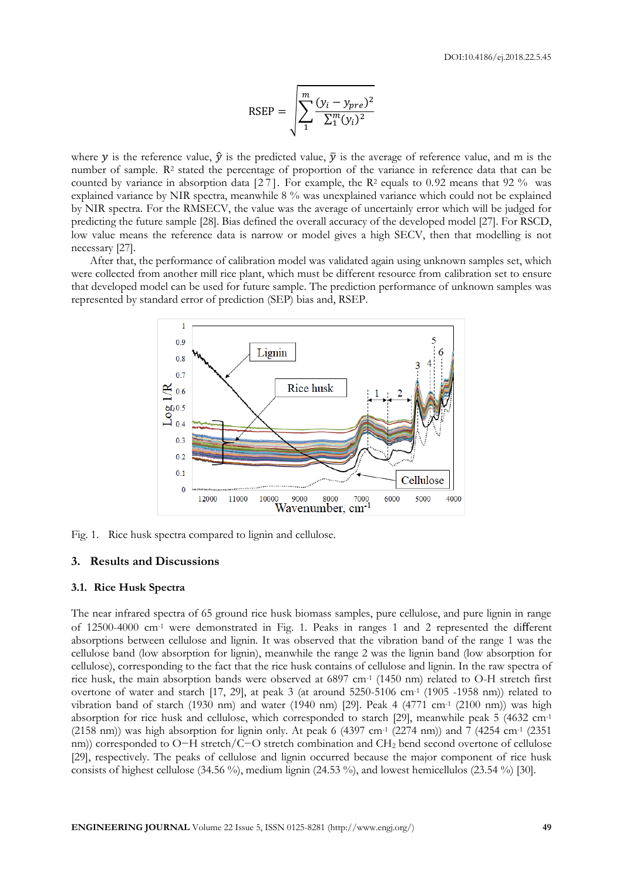$$\mathrm{RSEP} = \sqrt{\sum_{1}^{m} \frac{(y_i - y_{pre})^2}{\sum_{1}^{m}(y_i)^2}}$$

where $y$ is the reference value, $\hat{y}$ is the predicted value, $\bar{y}$ is the average of reference value, and m is the number of sample. $R^2$ stated the percentage of proportion of the variance in reference data that can be counted by variance in absorption data [27]. For example, the $R^2$ equals to 0.92 means that 92 % was explained variance by NIR spectra, meanwhile 8 % was unexplained variance which could not be explained by NIR spectra. For the RMSECV, the value was the average of uncertainly error which will be judged for predicting the future sample [28]. Bias defined the overall accuracy of the developed model [27]. For RSCD, low value means the reference data is narrow or model gives a high SECV, then that modelling is not necessary [27].

After that, the performance of calibration model was validated again using unknown samples set, which were collected from another mill rice plant, which must be different resource from calibration set to ensure that developed model can be used for future sample. The prediction performance of unknown samples was represented by standard error of prediction (SEP) bias and, RSEP.

Fig. 1. Rice husk spectra compared to lignin and cellulose.

## 3. Results and Discussions

### 3.1. Rice Husk Spectra

The near infrared spectra of 65 ground rice husk biomass samples, pure cellulose, and pure lignin in range of 12500-4000 cm$^{-1}$ were demonstrated in Fig. 1. Peaks in ranges 1 and 2 represented the different absorptions between cellulose and lignin. It was observed that the vibration band of the range 1 was the cellulose band (low absorption for lignin), meanwhile the range 2 was the lignin band (low absorption for cellulose), corresponding to the fact that the rice husk contains of cellulose and lignin. In the raw spectra of rice husk, the main absorption bands were observed at 6897 cm$^{-1}$ (1450 nm) related to O-H stretch first overtone of water and starch [17, 29], at peak 3 (at around 5250-5106 cm$^{-1}$ (1905 -1958 nm)) related to vibration band of starch (1930 nm) and water (1940 nm) [29]. Peak 4 (4771 cm$^{-1}$ (2100 nm)) was high absorption for rice husk and cellulose, which corresponded to starch [29], meanwhile peak 5 (4632 cm$^{-1}$ (2158 nm)) was high absorption for lignin only. At peak 6 (4397 cm$^{-1}$ (2274 nm)) and 7 (4254 cm$^{-1}$ (2351 nm)) corresponded to O−H stretch/C−O stretch combination and $CH_2$ bend second overtone of cellulose [29], respectively. The peaks of cellulose and lignin occurred because the major component of rice husk consists of highest cellulose (34.56 %), medium lignin (24.53 %), and lowest hemicellulos (23.54 %) [30].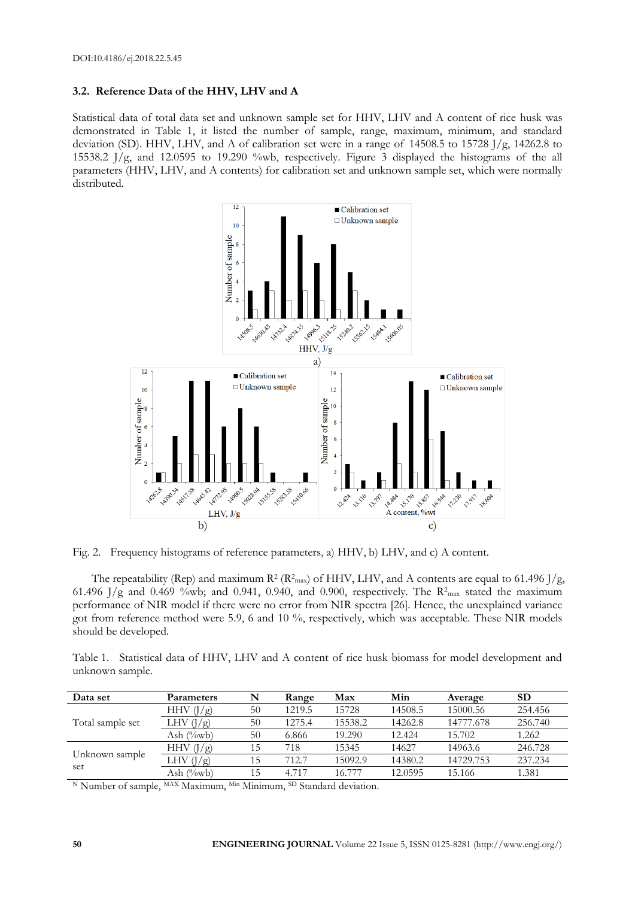### 3.2. Reference Data of the HHV, LHV and A

Statistical data of total data set and unknown sample set for HHV, LHV and A content of rice husk was demonstrated in Table 1, it listed the number of sample, range, maximum, minimum, and standard deviation (SD). HHV, LHV, and A of calibration set were in a range of 14508.5 to 15728 J/g, 14262.8 to 15538.2 J/g, and 12.0595 to 19.290 %wb, respectively. Figure 3 displayed the histograms of the all parameters (HHV, LHV, and A contents) for calibration set and unknown sample set, which were normally distributed.

Fig. 2. Frequency histograms of reference parameters, a) HHV, b) LHV, and c) A content.

The repeatability (Rep) and maximum $R^2$ ($R^2_{max}$) of HHV, LHV, and A contents are equal to 61.496 J/g, 61.496 J/g and 0.469 %wb; and 0.941, 0.940, and 0.900, respectively. The $R^2_{max}$ stated the maximum performance of NIR model if there were no error from NIR spectra [26]. Hence, the unexplained variance got from reference method were 5.9, 6 and 10 %, respectively, which was acceptable. These NIR models should be developed.

Table 1. Statistical data of HHV, LHV and A content of rice husk biomass for model development and unknown sample.

| Data set | Parameters | N | Range | Max | Min | Average | SD |
|---|---|---|---|---|---|---|---|
| Total sample set | HHV (J/g) | 50 | 1219.5 | 15728 | 14508.5 | 15000.56 | 254.456 |
| | LHV (J/g) | 50 | 1275.4 | 15538.2 | 14262.8 | 14777.678 | 256.740 |
| | Ash (%wb) | 50 | 6.866 | 19.290 | 12.424 | 15.702 | 1.262 |
| Unknown sample set | HHV (J/g) | 15 | 718 | 15345 | 14627 | 14963.6 | 246.728 |
| | LHV (J/g) | 15 | 712.7 | 15092.9 | 14380.2 | 14729.753 | 237.234 |
| | Ash (%wb) | 15 | 4.717 | 16.777 | 12.0595 | 15.166 | 1.381 |

[N] Number of sample, [MAX] Maximum, [Min] Minimum, [SD] Standard deviation.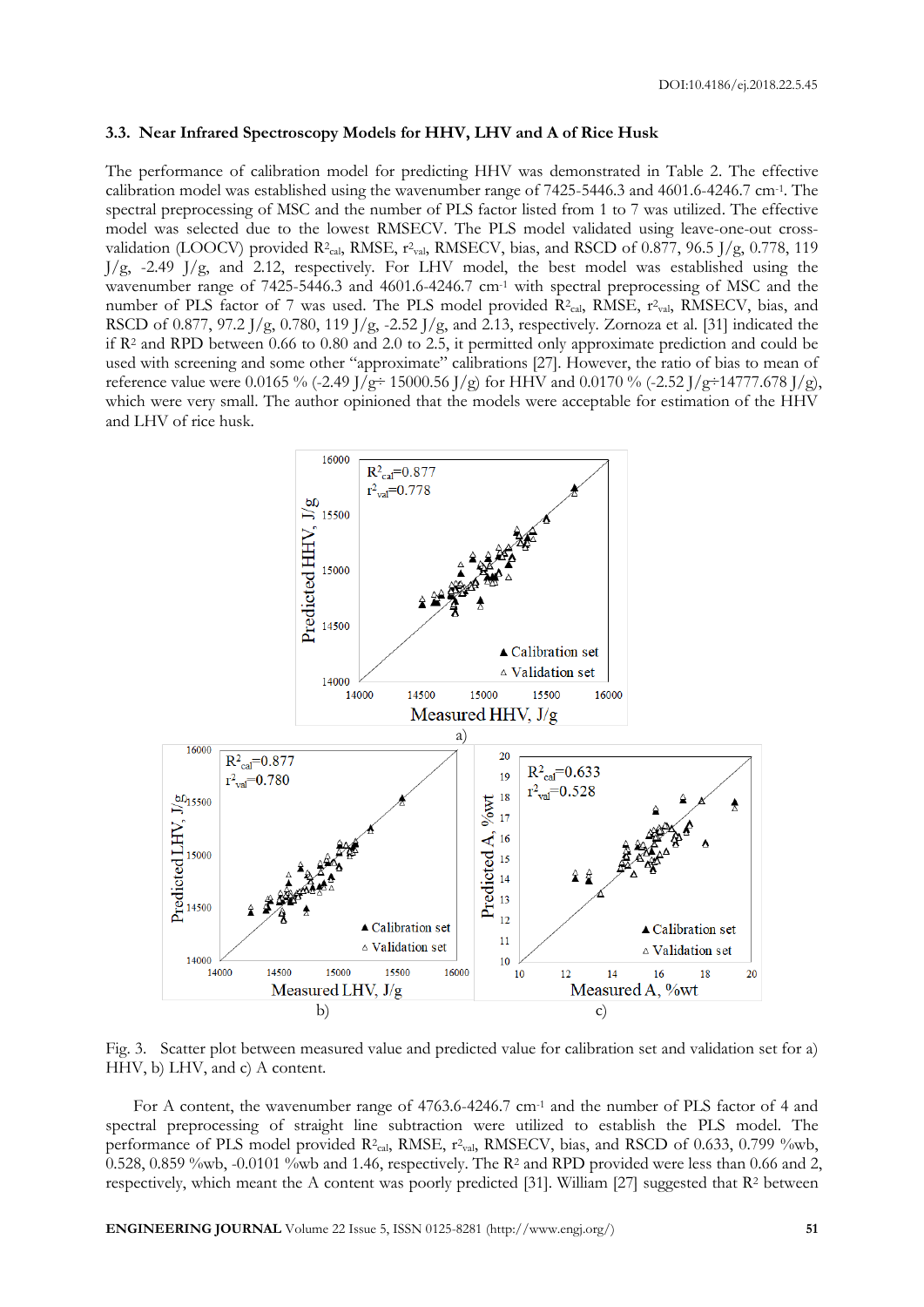### 3.3. Near Infrared Spectroscopy Models for HHV, LHV and A of Rice Husk

The performance of calibration model for predicting HHV was demonstrated in Table 2. The effective calibration model was established using the wavenumber range of 7425-5446.3 and 4601.6-4246.7 cm$^{-1}$. The spectral preprocessing of MSC and the number of PLS factor listed from 1 to 7 was utilized. The effective model was selected due to the lowest RMSECV. The PLS model validated using leave-one-out cross-validation (LOOCV) provided $R^2_{cal}$, RMSE, $r^2_{val}$, RMSECV, bias, and RSCD of 0.877, 96.5 J/g, 0.778, 119 J/g, -2.49 J/g, and 2.12, respectively. For LHV model, the best model was established using the wavenumber range of 7425-5446.3 and 4601.6-4246.7 cm$^{-1}$ with spectral preprocessing of MSC and the number of PLS factor of 7 was used. The PLS model provided $R^2_{cal}$, RMSE, $r^2_{val}$, RMSECV, bias, and RSCD of 0.877, 97.2 J/g, 0.780, 119 J/g, -2.52 J/g, and 2.13, respectively. Zornoza et al. [31] indicated the if $R^2$ and RPD between 0.66 to 0.80 and 2.0 to 2.5, it permitted only approximate prediction and could be used with screening and some other "approximate" calibrations [27]. However, the ratio of bias to mean of reference value were 0.0165 % (-2.49 J/g÷ 15000.56 J/g) for HHV and 0.0170 % (-2.52 J/g÷14777.678 J/g), which were very small. The author opinioned that the models were acceptable for estimation of the HHV and LHV of rice husk.

Fig. 3. Scatter plot between measured value and predicted value for calibration set and validation set for a) HHV, b) LHV, and c) A content.

For A content, the wavenumber range of 4763.6-4246.7 cm$^{-1}$ and the number of PLS factor of 4 and spectral preprocessing of straight line subtraction were utilized to establish the PLS model. The performance of PLS model provided $R^2_{cal}$, RMSE, $r^2_{val}$, RMSECV, bias, and RSCD of 0.633, 0.799 %wb, 0.528, 0.859 %wb, -0.0101 %wb and 1.46, respectively. The $R^2$ and RPD provided were less than 0.66 and 2, respectively, which meant the A content was poorly predicted [31]. William [27] suggested that $R^2$ between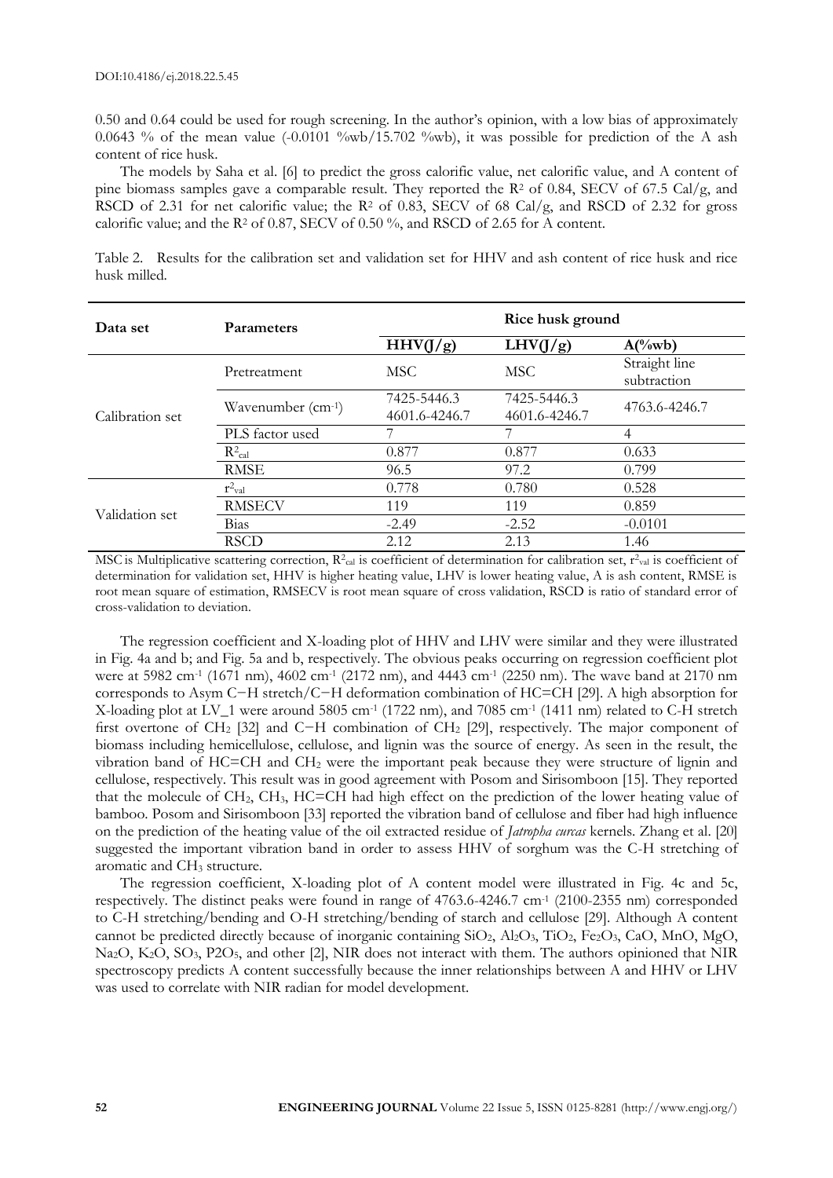0.50 and 0.64 could be used for rough screening. In the author's opinion, with a low bias of approximately 0.0643 % of the mean value (-0.0101 %wb/15.702 %wb), it was possible for prediction of the A ash content of rice husk.

The models by Saha et al. [6] to predict the gross calorific value, net calorific value, and A content of pine biomass samples gave a comparable result. They reported the $R^2$ of 0.84, SECV of 67.5 Cal/g, and RSCD of 2.31 for net calorific value; the $R^2$ of 0.83, SECV of 68 Cal/g, and RSCD of 2.32 for gross calorific value; and the $R^2$ of 0.87, SECV of 0.50 %, and RSCD of 2.65 for A content.

Table 2. Results for the calibration set and validation set for HHV and ash content of rice husk and rice husk milled.

| Data set | Parameters | Rice husk ground | | |
|---|---|---|---|---|
| | | **HHV(J/g)** | **LHV(J/g)** | **A(%wb)** |
| Calibration set | Pretreatment | MSC | MSC | Straight line subtraction |
| | Wavenumber ($cm^{-1}$) | 7425-5446.3 4601.6-4246.7 | 7425-5446.3 4601.6-4246.7 | 4763.6-4246.7 |
| | PLS factor used | 7 | 7 | 4 |
| | $R^2_{cal}$ | 0.877 | 0.877 | 0.633 |
| | RMSE | 96.5 | 97.2 | 0.799 |
| Validation set | $r^2_{val}$ | 0.778 | 0.780 | 0.528 |
| | RMSECV | 119 | 119 | 0.859 |
| | Bias | -2.49 | -2.52 | -0.0101 |
| | RSCD | 2.12 | 2.13 | 1.46 |

MSC is Multiplicative scattering correction, $R^2_{cal}$ is coefficient of determination for calibration set, $r^2_{val}$ is coefficient of determination for validation set, HHV is higher heating value, LHV is lower heating value, A is ash content, RMSE is root mean square of estimation, RMSECV is root mean square of cross validation, RSCD is ratio of standard error of cross-validation to deviation.

The regression coefficient and X-loading plot of HHV and LHV were similar and they were illustrated in Fig. 4a and b; and Fig. 5a and b, respectively. The obvious peaks occurring on regression coefficient plot were at 5982 $cm^{-1}$ (1671 nm), 4602 $cm^{-1}$ (2172 nm), and 4443 $cm^{-1}$ (2250 nm). The wave band at 2170 nm corresponds to Asym C−H stretch/C−H deformation combination of HC=CH [29]. A high absorption for X-loading plot at LV_1 were around 5805 $cm^{-1}$ (1722 nm), and 7085 $cm^{-1}$ (1411 nm) related to C-H stretch first overtone of $CH_2$ [32] and C−H combination of $CH_2$ [29], respectively. The major component of biomass including hemicellulose, cellulose, and lignin was the source of energy. As seen in the result, the vibration band of HC=CH and $CH_2$ were the important peak because they were structure of lignin and cellulose, respectively. This result was in good agreement with Posom and Sirisomboon [15]. They reported that the molecule of $CH_2$, $CH_3$, HC=CH had high effect on the prediction of the lower heating value of bamboo. Posom and Sirisomboon [33] reported the vibration band of cellulose and fiber had high influence on the prediction of the heating value of the oil extracted residue of *Jatropha curcas* kernels. Zhang et al. [20] suggested the important vibration band in order to assess HHV of sorghum was the C-H stretching of aromatic and $CH_3$ structure.

The regression coefficient, X-loading plot of A content model were illustrated in Fig. 4c and 5c, respectively. The distinct peaks were found in range of 4763.6-4246.7 $cm^{-1}$ (2100-2355 nm) corresponded to C-H stretching/bending and O-H stretching/bending of starch and cellulose [29]. Although A content cannot be predicted directly because of inorganic containing $SiO_2$, $Al_2O_3$, $TiO_2$, $Fe_2O_3$, CaO, MnO, MgO, $Na_2O$, $K_2O$, $SO_3$, $P2O_5$, and other [2], NIR does not interact with them. The authors opinioned that NIR spectroscopy predicts A content successfully because the inner relationships between A and HHV or LHV was used to correlate with NIR radian for model development.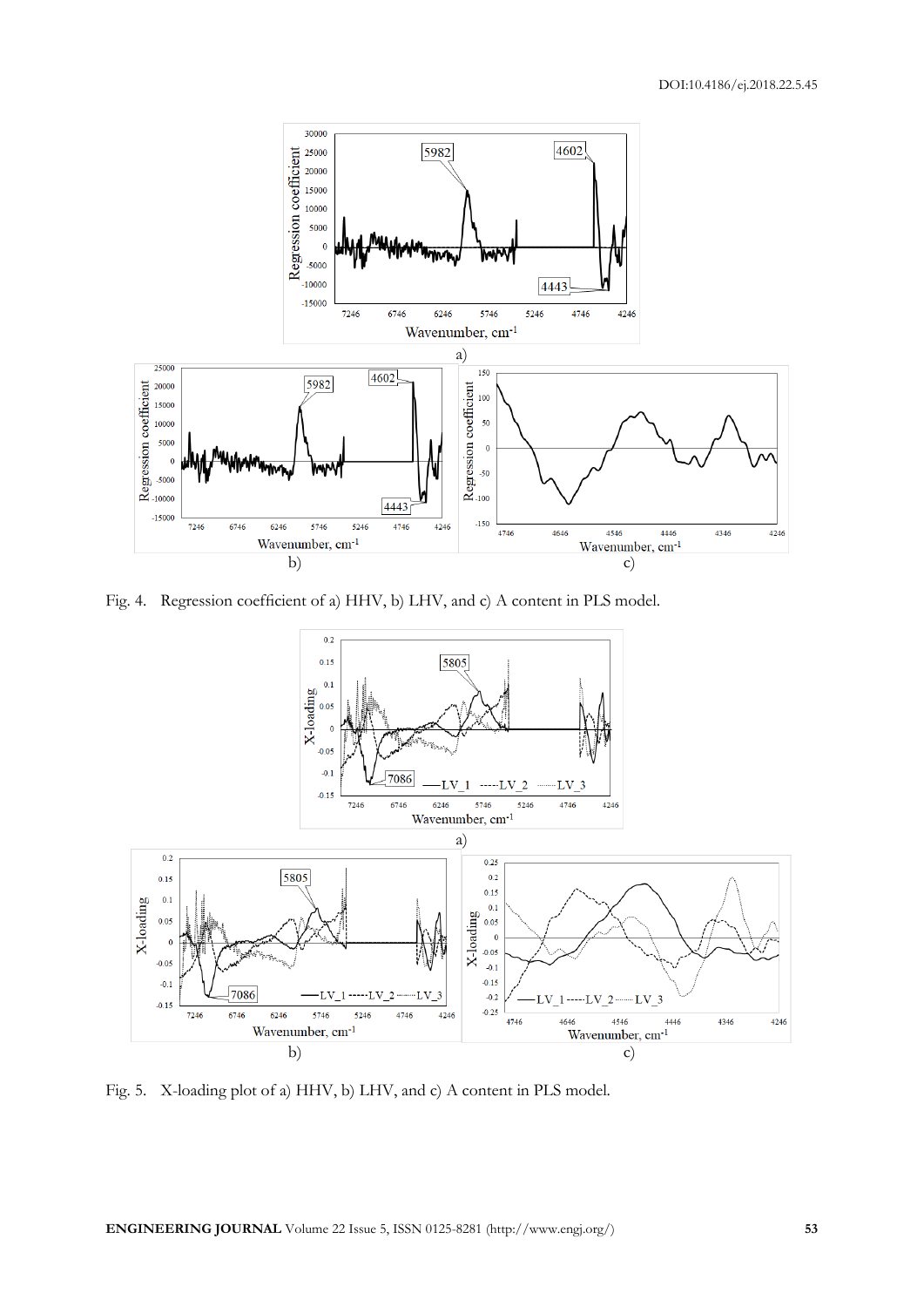Fig. 4. Regression coefficient of a) HHV, b) LHV, and c) A content in PLS model.

Fig. 5. X-loading plot of a) HHV, b) LHV, and c) A content in PLS model.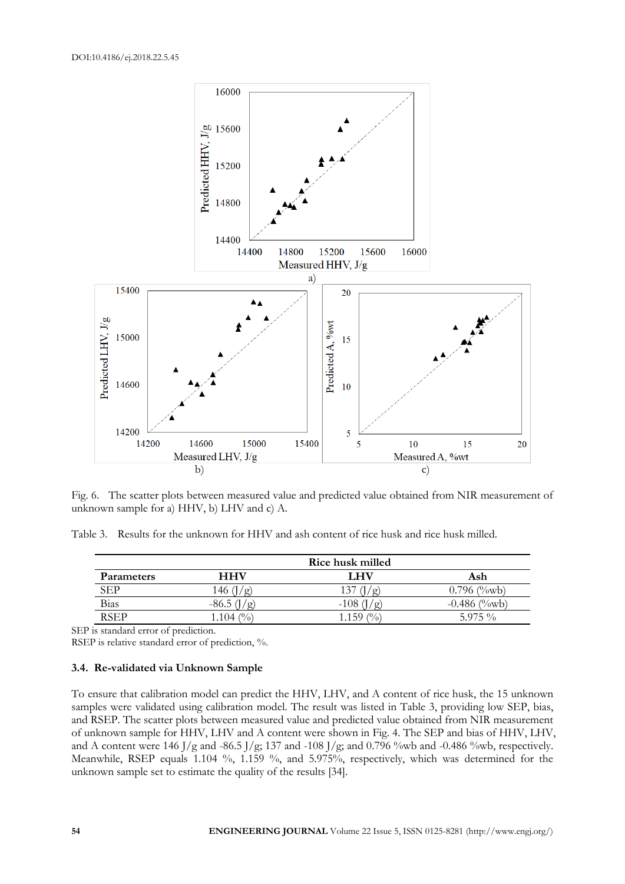Fig. 6. The scatter plots between measured value and predicted value obtained from NIR measurement of unknown sample for a) HHV, b) LHV and c) A.

Table 3. Results for the unknown for HHV and ash content of rice husk and rice husk milled.

| | Rice husk milled | | |
|---|---|---|---|
| **Parameters** | **HHV** | **LHV** | **Ash** |
| SEP | 146 (J/g) | 137 (J/g) | 0.796 (%wb) |
| Bias | -86.5 (J/g) | -108 (J/g) | -0.486 (%wb) |
| RSEP | 1.104 (%) | 1.159 (%) | 5.975 % |

SEP is standard error of prediction.
RSEP is relative standard error of prediction, %.

### 3.4. Re-validated via Unknown Sample

To ensure that calibration model can predict the HHV, LHV, and A content of rice husk, the 15 unknown samples were validated using calibration model. The result was listed in Table 3, providing low SEP, bias, and RSEP. The scatter plots between measured value and predicted value obtained from NIR measurement of unknown sample for HHV, LHV and A content were shown in Fig. 4. The SEP and bias of HHV, LHV, and A content were 146 J/g and -86.5 J/g; 137 and -108 J/g; and 0.796 %wb and -0.486 %wb, respectively. Meanwhile, RSEP equals 1.104 %, 1.159 %, and 5.975%, respectively, which was determined for the unknown sample set to estimate the quality of the results [34].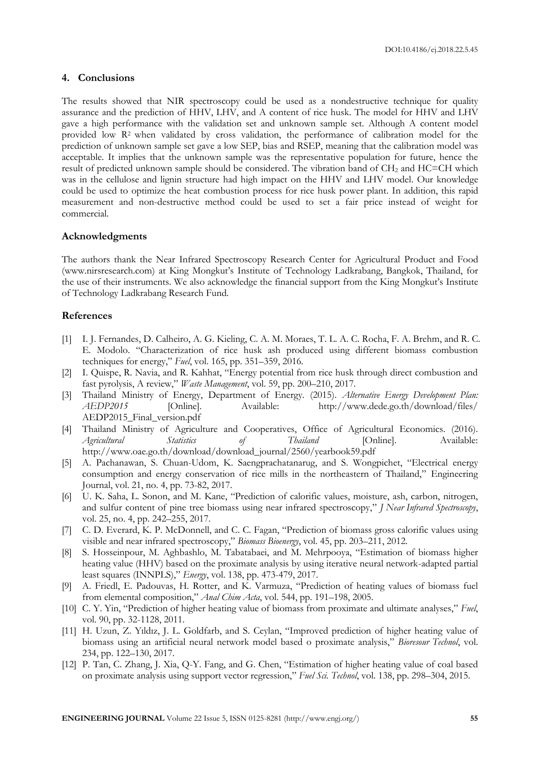## 4. Conclusions

The results showed that NIR spectroscopy could be used as a nondestructive technique for quality assurance and the prediction of HHV, LHV, and A content of rice husk. The model for HHV and LHV gave a high performance with the validation set and unknown sample set. Although A content model provided low $R^2$ when validated by cross validation, the performance of calibration model for the prediction of unknown sample set gave a low SEP, bias and RSEP, meaning that the calibration model was acceptable. It implies that the unknown sample was the representative population for future, hence the result of predicted unknown sample should be considered. The vibration band of $CH_2$ and HC=CH which was in the cellulose and lignin structure had high impact on the HHV and LHV model. Our knowledge could be used to optimize the heat combustion process for rice husk power plant. In addition, this rapid measurement and non-destructive method could be used to set a fair price instead of weight for commercial.

## Acknowledgments

The authors thank the Near Infrared Spectroscopy Research Center for Agricultural Product and Food (www.nirsresearch.com) at King Mongkut's Institute of Technology Ladkrabang, Bangkok, Thailand, for the use of their instruments. We also acknowledge the financial support from the King Mongkut's Institute of Technology Ladkrabang Research Fund.

## References

[1] I. J. Fernandes, D. Calheiro, A. G. Kieling, C. A. M. Moraes, T. L. A. C. Rocha, F. A. Brehm, and R. C. E. Modolo. "Characterization of rice husk ash produced using different biomass combustion techniques for energy," *Fuel*, vol. 165, pp. 351–359, 2016.

[2] I. Quispe, R. Navia, and R. Kahhat, "Energy potential from rice husk through direct combustion and fast pyrolysis, A review," *Waste Management*, vol. 59, pp. 200–210, 2017.

[3] Thailand Ministry of Energy, Department of Energy. (2015). *Alternative Energy Development Plan: AEDP2015* [Online]. Available: http://www.dede.go.th/download/files/AEDP2015_Final_version.pdf

[4] Thailand Ministry of Agriculture and Cooperatives, Office of Agricultural Economics. (2016). *Agricultural Statistics of Thailand* [Online]. Available: http://www.oae.go.th/download/download_journal/2560/yearbook59.pdf

[5] A. Pachanawan, S. Chuan-Udom, K. Saengprachatanarug, and S. Wongpichet, "Electrical energy consumption and energy conservation of rice mills in the northeastern of Thailand," Engineering Journal, vol. 21, no. 4, pp. 73-82, 2017.

[6] U. K. Saha, L. Sonon, and M. Kane, "Prediction of calorific values, moisture, ash, carbon, nitrogen, and sulfur content of pine tree biomass using near infrared spectroscopy," *J Near Infrared Spectroscopy*, vol. 25, no. 4, pp. 242–255, 2017.

[7] C. D. Everard, K. P. McDonnell, and C. C. Fagan, "Prediction of biomass gross calorific values using visible and near infrared spectroscopy," *Biomass Bioenergy*, vol. 45, pp. 203–211, 2012.

[8] S. Hosseinpour, M. Aghbashlo, M. Tabatabaei, and M. Mehrpooya, "Estimation of biomass higher heating value (HHV) based on the proximate analysis by using iterative neural network-adapted partial least squares (INNPLS)," *Energy*, vol. 138, pp. 473-479, 2017.

[9] A. Friedl, E. Padouvas, H. Rotter, and K. Varmuza, "Prediction of heating values of biomass fuel from elemental composition," *Anal Chim Acta*, vol. 544, pp. 191–198, 2005.

[10] C. Y. Yin, "Prediction of higher heating value of biomass from proximate and ultimate analyses," *Fuel*, vol. 90, pp. 32-1128, 2011.

[11] H. Uzun, Z. Yıldız, J. L. Goldfarb, and S. Ceylan, "Improved prediction of higher heating value of biomass using an artificial neural network model based o proximate analysis," *Bioresour Technol*, vol. 234, pp. 122–130, 2017.

[12] P. Tan, C. Zhang, J. Xia, Q-Y. Fang, and G. Chen, "Estimation of higher heating value of coal based on proximate analysis using support vector regression," *Fuel Sci. Technol*, vol. 138, pp. 298–304, 2015.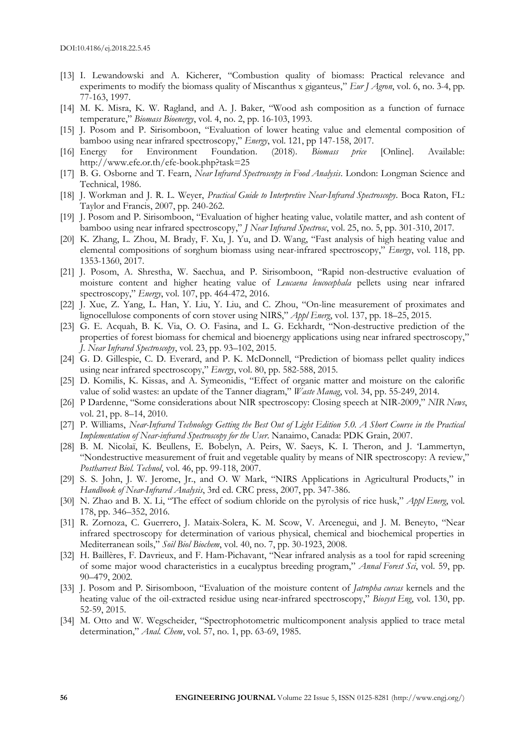[13] I. Lewandowski and A. Kicherer, "Combustion quality of biomass: Practical relevance and experiments to modify the biomass quality of Miscanthus x giganteus," *Eur J Agron*, vol. 6, no. 3-4, pp. 77-163, 1997.

[14] M. K. Misra, K. W. Ragland, and A. J. Baker, "Wood ash composition as a function of furnace temperature," *Biomass Bioenergy*, vol. 4, no. 2, pp. 16-103, 1993.

[15] J. Posom and P. Sirisomboon, "Evaluation of lower heating value and elemental composition of bamboo using near infrared spectroscopy," *Energy*, vol. 121, pp 147-158, 2017.

[16] Energy for Environment Foundation. (2018). *Biomass price* [Online]. Available: http://www.efe.or.th/efe-book.php?task=25

[17] B. G. Osborne and T. Fearn, *Near Infrared Spectroscopy in Food Analysis*. London: Longman Science and Technical, 1986.

[18] J. Workman and J. R. L. Weyer, *Practical Guide to Interpretive Near-Infrared Spectroscopy*. Boca Raton, FL: Taylor and Francis, 2007, pp. 240-262.

[19] J. Posom and P. Sirisomboon, "Evaluation of higher heating value, volatile matter, and ash content of bamboo using near infrared spectroscopy," *J Near Infrared Spectrosc*, vol. 25, no. 5, pp. 301-310, 2017.

[20] K. Zhang, L. Zhou, M. Brady, F. Xu, J. Yu, and D. Wang, "Fast analysis of high heating value and elemental compositions of sorghum biomass using near-infrared spectroscopy," *Energy*, vol. 118, pp. 1353-1360, 2017.

[21] J. Posom, A. Shrestha, W. Saechua, and P. Sirisomboon, "Rapid non-destructive evaluation of moisture content and higher heating value of *Leucaena leucocephala* pellets using near infrared spectroscopy," *Energy*, vol. 107, pp. 464-472, 2016.

[22] J. Xue, Z. Yang, L. Han, Y. Liu, Y. Liu, and C. Zhou, "On-line measurement of proximates and lignocellulose components of corn stover using NIRS," *Appl Energ*, vol. 137, pp. 18–25, 2015.

[23] G. E. Acquah, B. K. Via, O. O. Fasina, and L. G. Eckhardt, "Non-destructive prediction of the properties of forest biomass for chemical and bioenergy applications using near infrared spectroscopy," *J. Near Infrared Spectroscopy*, vol. 23, pp. 93–102, 2015.

[24] G. D. Gillespie, C. D. Everard, and P. K. McDonnell, "Prediction of biomass pellet quality indices using near infrared spectroscopy," *Energy*, vol. 80, pp. 582-588, 2015.

[25] D. Komilis, K. Kissas, and A. Symeonidis, "Effect of organic matter and moisture on the calorific value of solid wastes: an update of the Tanner diagram," *Waste Manag*, vol. 34, pp. 55-249, 2014.

[26] P Dardenne, "Some considerations about NIR spectroscopy: Closing speech at NIR-2009," *NIR News*, vol. 21, pp. 8–14, 2010.

[27] P. Williams, *Near-Infrared Technology Getting the Best Out of Light Edition 5.0. A Short Course in the Practical Implementation of Near-infrared Spectroscopy for the User*. Nanaimo, Canada: PDK Grain, 2007.

[28] B. M. Nicolaï, K. Beullens, E. Bobelyn, A. Peirs, W. Saeys, K. I. Theron, and J. 'Lammertyn, "Nondestructive measurement of fruit and vegetable quality by means of NIR spectroscopy: A review," *Postharvest Biol. Technol*, vol. 46, pp. 99-118, 2007.

[29] S. S. John, J. W. Jerome, Jr., and O. W Mark, "NIRS Applications in Agricultural Products," in *Handbook of Near-Infrared Analysis*, 3rd ed. CRC press, 2007, pp. 347-386.

[30] N. Zhao and B. X. Li, "The effect of sodium chloride on the pyrolysis of rice husk," *Appl Energ*, vol. 178, pp. 346–352, 2016.

[31] R. Zornoza, C. Guerrero, J. Mataix-Solera, K. M. Scow, V. Arcenegui, and J. M. Beneyto, "Near infrared spectroscopy for determination of various physical, chemical and biochemical properties in Mediterranean soils," *Soil Biol Biochem*, vol. 40, no. 7, pp. 30-1923, 2008.

[32] H. Baillères, F. Davrieux, and F. Ham-Pichavant, "Near infrared analysis as a tool for rapid screening of some major wood characteristics in a eucalyptus breeding program," *Annal Forest Sci*, vol. 59, pp. 90–479, 2002.

[33] J. Posom and P. Sirisomboon, "Evaluation of the moisture content of *Jatropha curcas* kernels and the heating value of the oil-extracted residue using near-infrared spectroscopy," *Biosyst Eng*, vol. 130, pp. 52-59, 2015.

[34] M. Otto and W. Wegscheider, "Spectrophotometric multicomponent analysis applied to trace metal determination," *Anal. Chem*, vol. 57, no. 1, pp. 63-69, 1985.